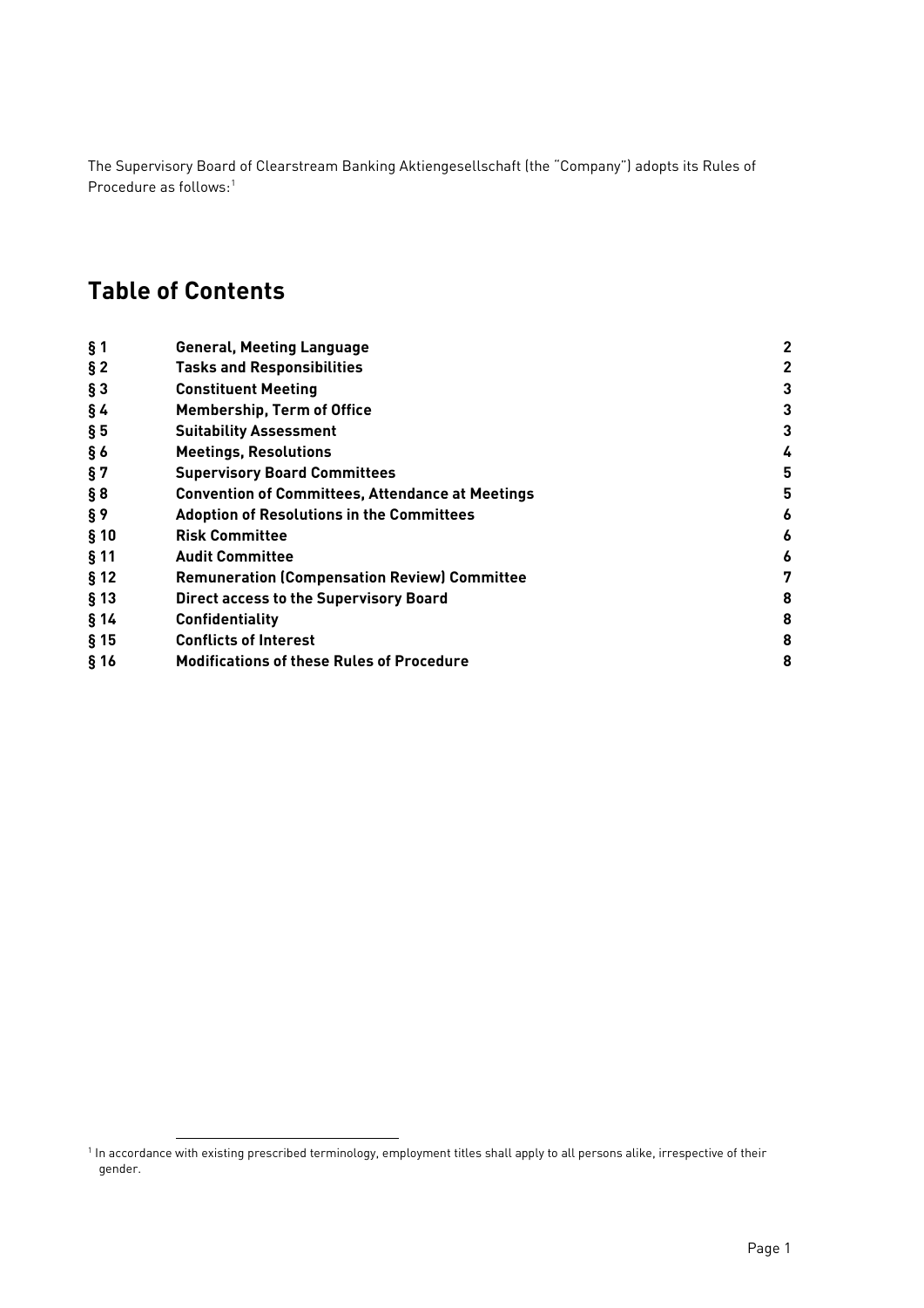The Supervisory Board of Clearstream Banking Aktiengesellschaft (the "Company") adopts its Rules of Procedure as follows:[1]

## Table of Contents

| | | |
|---|---|---|
| § 1 | **General, Meeting Language** | 2 |
| § 2 | **Tasks and Responsibilities** | 2 |
| § 3 | **Constituent Meeting** | 3 |
| § 4 | **Membership, Term of Office** | 3 |
| § 5 | **Suitability Assessment** | 3 |
| § 6 | **Meetings, Resolutions** | 4 |
| § 7 | **Supervisory Board Committees** | 5 |
| § 8 | **Convention of Committees, Attendance at Meetings** | 5 |
| § 9 | **Adoption of Resolutions in the Committees** | 6 |
| § 10 | **Risk Committee** | 6 |
| § 11 | **Audit Committee** | 6 |
| § 12 | **Remuneration (Compensation Review) Committee** | 7 |
| § 13 | **Direct access to the Supervisory Board** | 8 |
| § 14 | **Confidentiality** | 8 |
| § 15 | **Conflicts of Interest** | 8 |
| § 16 | **Modifications of these Rules of Procedure** | 8 |

[1] In accordance with existing prescribed terminology, employment titles shall apply to all persons alike, irrespective of their gender.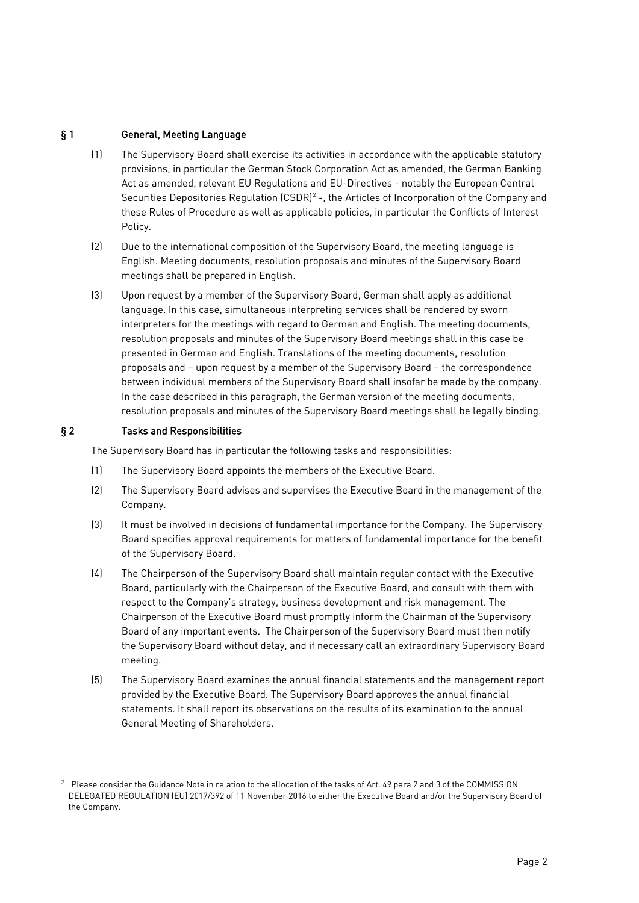## § 1 General, Meeting Language

(1) The Supervisory Board shall exercise its activities in accordance with the applicable statutory provisions, in particular the German Stock Corporation Act as amended, the German Banking Act as amended, relevant EU Regulations and EU-Directives - notably the European Central Securities Depositories Regulation (CSDR)[2] -, the Articles of Incorporation of the Company and these Rules of Procedure as well as applicable policies, in particular the Conflicts of Interest Policy.

(2) Due to the international composition of the Supervisory Board, the meeting language is English. Meeting documents, resolution proposals and minutes of the Supervisory Board meetings shall be prepared in English.

(3) Upon request by a member of the Supervisory Board, German shall apply as additional language. In this case, simultaneous interpreting services shall be rendered by sworn interpreters for the meetings with regard to German and English. The meeting documents, resolution proposals and minutes of the Supervisory Board meetings shall in this case be presented in German and English. Translations of the meeting documents, resolution proposals and – upon request by a member of the Supervisory Board – the correspondence between individual members of the Supervisory Board shall insofar be made by the company. In the case described in this paragraph, the German version of the meeting documents, resolution proposals and minutes of the Supervisory Board meetings shall be legally binding.

## § 2 Tasks and Responsibilities

The Supervisory Board has in particular the following tasks and responsibilities:

(1) The Supervisory Board appoints the members of the Executive Board.

(2) The Supervisory Board advises and supervises the Executive Board in the management of the Company.

(3) It must be involved in decisions of fundamental importance for the Company. The Supervisory Board specifies approval requirements for matters of fundamental importance for the benefit of the Supervisory Board.

(4) The Chairperson of the Supervisory Board shall maintain regular contact with the Executive Board, particularly with the Chairperson of the Executive Board, and consult with them with respect to the Company's strategy, business development and risk management. The Chairperson of the Executive Board must promptly inform the Chairman of the Supervisory Board of any important events. The Chairperson of the Supervisory Board must then notify the Supervisory Board without delay, and if necessary call an extraordinary Supervisory Board meeting.

(5) The Supervisory Board examines the annual financial statements and the management report provided by the Executive Board. The Supervisory Board approves the annual financial statements. It shall report its observations on the results of its examination to the annual General Meeting of Shareholders.

---

[2] Please consider the Guidance Note in relation to the allocation of the tasks of Art. 49 para 2 and 3 of the COMMISSION DELEGATED REGULATION (EU) 2017/392 of 11 November 2016 to either the Executive Board and/or the Supervisory Board of the Company.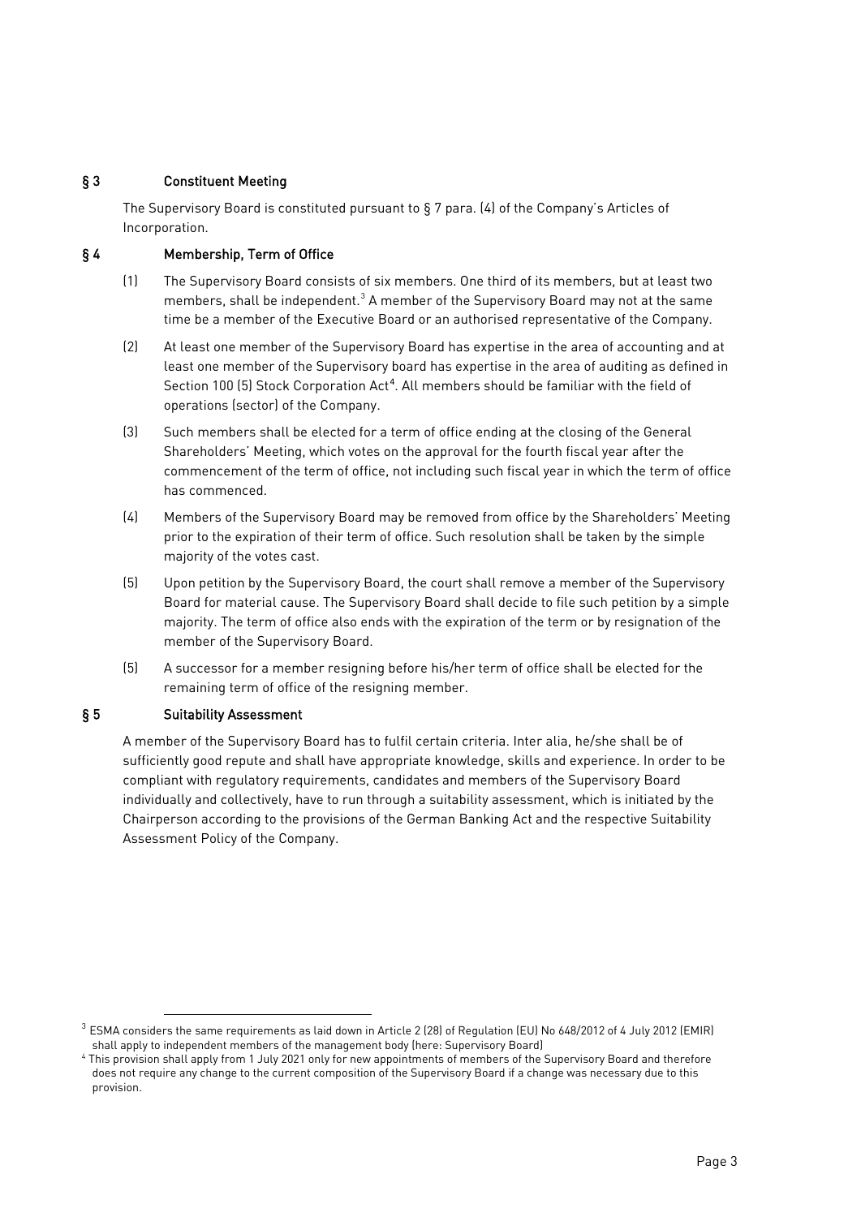## § 3 Constituent Meeting

The Supervisory Board is constituted pursuant to § 7 para. (4) of the Company's Articles of Incorporation.

## § 4 Membership, Term of Office

(1) The Supervisory Board consists of six members. One third of its members, but at least two members, shall be independent.[3] A member of the Supervisory Board may not at the same time be a member of the Executive Board or an authorised representative of the Company.

(2) At least one member of the Supervisory Board has expertise in the area of accounting and at least one member of the Supervisory board has expertise in the area of auditing as defined in Section 100 (5) Stock Corporation Act[4]. All members should be familiar with the field of operations (sector) of the Company.

(3) Such members shall be elected for a term of office ending at the closing of the General Shareholders' Meeting, which votes on the approval for the fourth fiscal year after the commencement of the term of office, not including such fiscal year in which the term of office has commenced.

(4) Members of the Supervisory Board may be removed from office by the Shareholders' Meeting prior to the expiration of their term of office. Such resolution shall be taken by the simple majority of the votes cast.

(5) Upon petition by the Supervisory Board, the court shall remove a member of the Supervisory Board for material cause. The Supervisory Board shall decide to file such petition by a simple majority. The term of office also ends with the expiration of the term or by resignation of the member of the Supervisory Board.

(5) A successor for a member resigning before his/her term of office shall be elected for the remaining term of office of the resigning member.

## § 5 Suitability Assessment

A member of the Supervisory Board has to fulfil certain criteria. Inter alia, he/she shall be of sufficiently good repute and shall have appropriate knowledge, skills and experience. In order to be compliant with regulatory requirements, candidates and members of the Supervisory Board individually and collectively, have to run through a suitability assessment, which is initiated by the Chairperson according to the provisions of the German Banking Act and the respective Suitability Assessment Policy of the Company.

---

[3] ESMA considers the same requirements as laid down in Article 2 (28) of Regulation (EU) No 648/2012 of 4 July 2012 (EMIR) shall apply to independent members of the management body (here: Supervisory Board)

[4] This provision shall apply from 1 July 2021 only for new appointments of members of the Supervisory Board and therefore does not require any change to the current composition of the Supervisory Board if a change was necessary due to this provision.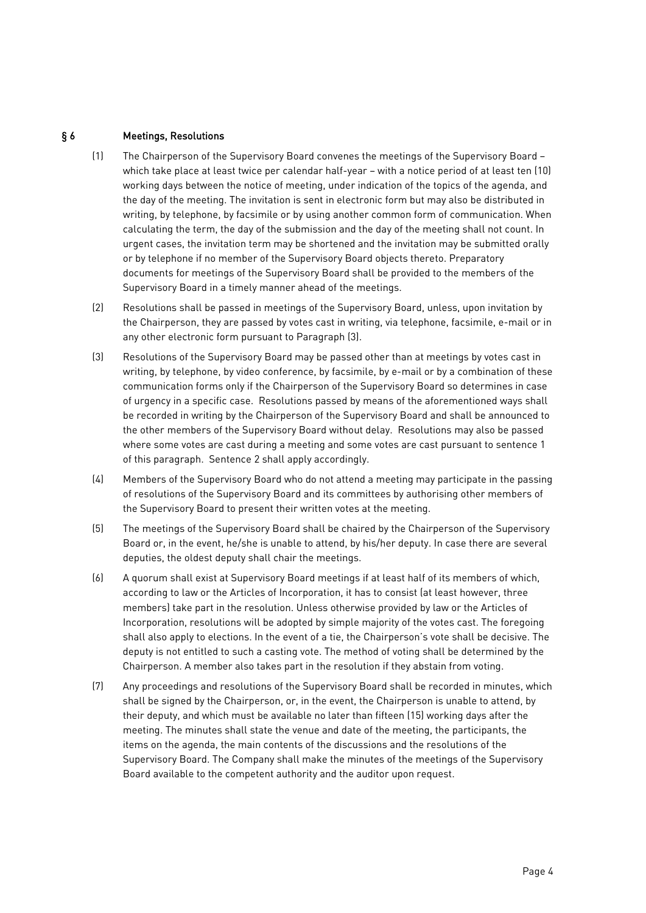## § 6 Meetings, Resolutions

(1) The Chairperson of the Supervisory Board convenes the meetings of the Supervisory Board – which take place at least twice per calendar half-year – with a notice period of at least ten (10) working days between the notice of meeting, under indication of the topics of the agenda, and the day of the meeting. The invitation is sent in electronic form but may also be distributed in writing, by telephone, by facsimile or by using another common form of communication. When calculating the term, the day of the submission and the day of the meeting shall not count. In urgent cases, the invitation term may be shortened and the invitation may be submitted orally or by telephone if no member of the Supervisory Board objects thereto. Preparatory documents for meetings of the Supervisory Board shall be provided to the members of the Supervisory Board in a timely manner ahead of the meetings.

(2) Resolutions shall be passed in meetings of the Supervisory Board, unless, upon invitation by the Chairperson, they are passed by votes cast in writing, via telephone, facsimile, e-mail or in any other electronic form pursuant to Paragraph (3).

(3) Resolutions of the Supervisory Board may be passed other than at meetings by votes cast in writing, by telephone, by video conference, by facsimile, by e-mail or by a combination of these communication forms only if the Chairperson of the Supervisory Board so determines in case of urgency in a specific case. Resolutions passed by means of the aforementioned ways shall be recorded in writing by the Chairperson of the Supervisory Board and shall be announced to the other members of the Supervisory Board without delay. Resolutions may also be passed where some votes are cast during a meeting and some votes are cast pursuant to sentence 1 of this paragraph. Sentence 2 shall apply accordingly.

(4) Members of the Supervisory Board who do not attend a meeting may participate in the passing of resolutions of the Supervisory Board and its committees by authorising other members of the Supervisory Board to present their written votes at the meeting.

(5) The meetings of the Supervisory Board shall be chaired by the Chairperson of the Supervisory Board or, in the event, he/she is unable to attend, by his/her deputy. In case there are several deputies, the oldest deputy shall chair the meetings.

(6) A quorum shall exist at Supervisory Board meetings if at least half of its members of which, according to law or the Articles of Incorporation, it has to consist (at least however, three members) take part in the resolution. Unless otherwise provided by law or the Articles of Incorporation, resolutions will be adopted by simple majority of the votes cast. The foregoing shall also apply to elections. In the event of a tie, the Chairperson's vote shall be decisive. The deputy is not entitled to such a casting vote. The method of voting shall be determined by the Chairperson. A member also takes part in the resolution if they abstain from voting.

(7) Any proceedings and resolutions of the Supervisory Board shall be recorded in minutes, which shall be signed by the Chairperson, or, in the event, the Chairperson is unable to attend, by their deputy, and which must be available no later than fifteen (15) working days after the meeting. The minutes shall state the venue and date of the meeting, the participants, the items on the agenda, the main contents of the discussions and the resolutions of the Supervisory Board. The Company shall make the minutes of the meetings of the Supervisory Board available to the competent authority and the auditor upon request.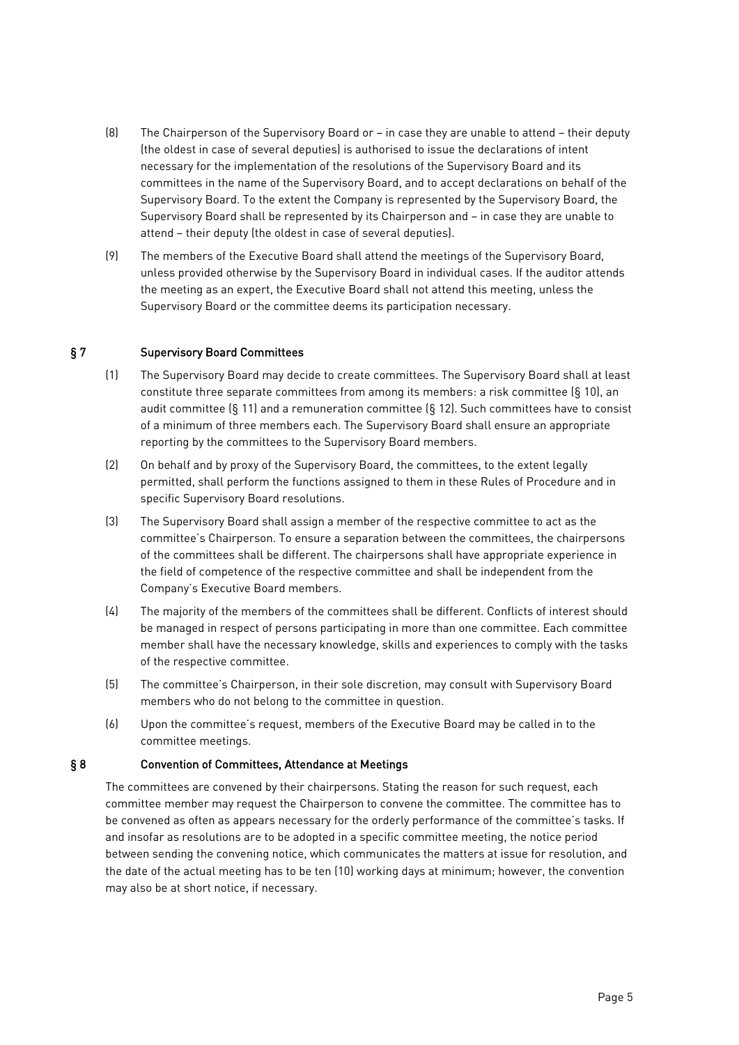(8) The Chairperson of the Supervisory Board or – in case they are unable to attend – their deputy (the oldest in case of several deputies) is authorised to issue the declarations of intent necessary for the implementation of the resolutions of the Supervisory Board and its committees in the name of the Supervisory Board, and to accept declarations on behalf of the Supervisory Board. To the extent the Company is represented by the Supervisory Board, the Supervisory Board shall be represented by its Chairperson and – in case they are unable to attend – their deputy (the oldest in case of several deputies).

(9) The members of the Executive Board shall attend the meetings of the Supervisory Board, unless provided otherwise by the Supervisory Board in individual cases. If the auditor attends the meeting as an expert, the Executive Board shall not attend this meeting, unless the Supervisory Board or the committee deems its participation necessary.

## § 7 Supervisory Board Committees

(1) The Supervisory Board may decide to create committees. The Supervisory Board shall at least constitute three separate committees from among its members: a risk committee (§ 10), an audit committee (§ 11) and a remuneration committee (§ 12). Such committees have to consist of a minimum of three members each. The Supervisory Board shall ensure an appropriate reporting by the committees to the Supervisory Board members.

(2) On behalf and by proxy of the Supervisory Board, the committees, to the extent legally permitted, shall perform the functions assigned to them in these Rules of Procedure and in specific Supervisory Board resolutions.

(3) The Supervisory Board shall assign a member of the respective committee to act as the committee's Chairperson. To ensure a separation between the committees, the chairpersons of the committees shall be different. The chairpersons shall have appropriate experience in the field of competence of the respective committee and shall be independent from the Company's Executive Board members.

(4) The majority of the members of the committees shall be different. Conflicts of interest should be managed in respect of persons participating in more than one committee. Each committee member shall have the necessary knowledge, skills and experiences to comply with the tasks of the respective committee.

(5) The committee's Chairperson, in their sole discretion, may consult with Supervisory Board members who do not belong to the committee in question.

(6) Upon the committee's request, members of the Executive Board may be called in to the committee meetings.

## § 8 Convention of Committees, Attendance at Meetings

The committees are convened by their chairpersons. Stating the reason for such request, each committee member may request the Chairperson to convene the committee. The committee has to be convened as often as appears necessary for the orderly performance of the committee's tasks. If and insofar as resolutions are to be adopted in a specific committee meeting, the notice period between sending the convening notice, which communicates the matters at issue for resolution, and the date of the actual meeting has to be ten (10) working days at minimum; however, the convention may also be at short notice, if necessary.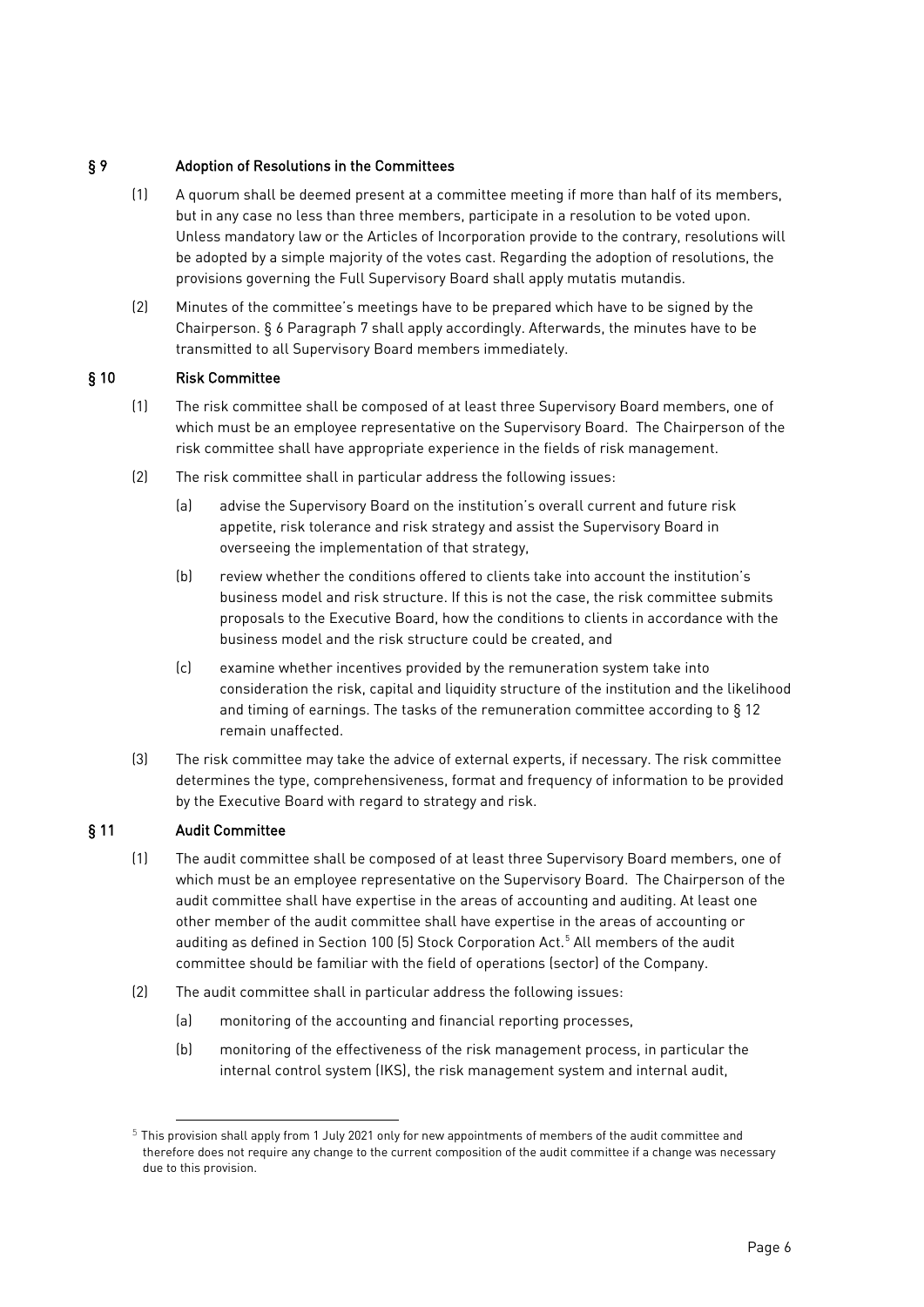## § 9 Adoption of Resolutions in the Committees

(1) A quorum shall be deemed present at a committee meeting if more than half of its members, but in any case no less than three members, participate in a resolution to be voted upon. Unless mandatory law or the Articles of Incorporation provide to the contrary, resolutions will be adopted by a simple majority of the votes cast. Regarding the adoption of resolutions, the provisions governing the Full Supervisory Board shall apply mutatis mutandis.

(2) Minutes of the committee's meetings have to be prepared which have to be signed by the Chairperson. § 6 Paragraph 7 shall apply accordingly. Afterwards, the minutes have to be transmitted to all Supervisory Board members immediately.

## § 10 Risk Committee

(1) The risk committee shall be composed of at least three Supervisory Board members, one of which must be an employee representative on the Supervisory Board. The Chairperson of the risk committee shall have appropriate experience in the fields of risk management.

(2) The risk committee shall in particular address the following issues:

(a) advise the Supervisory Board on the institution's overall current and future risk appetite, risk tolerance and risk strategy and assist the Supervisory Board in overseeing the implementation of that strategy,

(b) review whether the conditions offered to clients take into account the institution's business model and risk structure. If this is not the case, the risk committee submits proposals to the Executive Board, how the conditions to clients in accordance with the business model and the risk structure could be created, and

(c) examine whether incentives provided by the remuneration system take into consideration the risk, capital and liquidity structure of the institution and the likelihood and timing of earnings. The tasks of the remuneration committee according to § 12 remain unaffected.

(3) The risk committee may take the advice of external experts, if necessary. The risk committee determines the type, comprehensiveness, format and frequency of information to be provided by the Executive Board with regard to strategy and risk.

## § 11 Audit Committee

(1) The audit committee shall be composed of at least three Supervisory Board members, one of which must be an employee representative on the Supervisory Board. The Chairperson of the audit committee shall have expertise in the areas of accounting and auditing. At least one other member of the audit committee shall have expertise in the areas of accounting or auditing as defined in Section 100 (5) Stock Corporation Act.[5] All members of the audit committee should be familiar with the field of operations (sector) of the Company.

(2) The audit committee shall in particular address the following issues:

(a) monitoring of the accounting and financial reporting processes,

(b) monitoring of the effectiveness of the risk management process, in particular the internal control system (IKS), the risk management system and internal audit,

---

[5] This provision shall apply from 1 July 2021 only for new appointments of members of the audit committee and therefore does not require any change to the current composition of the audit committee if a change was necessary due to this provision.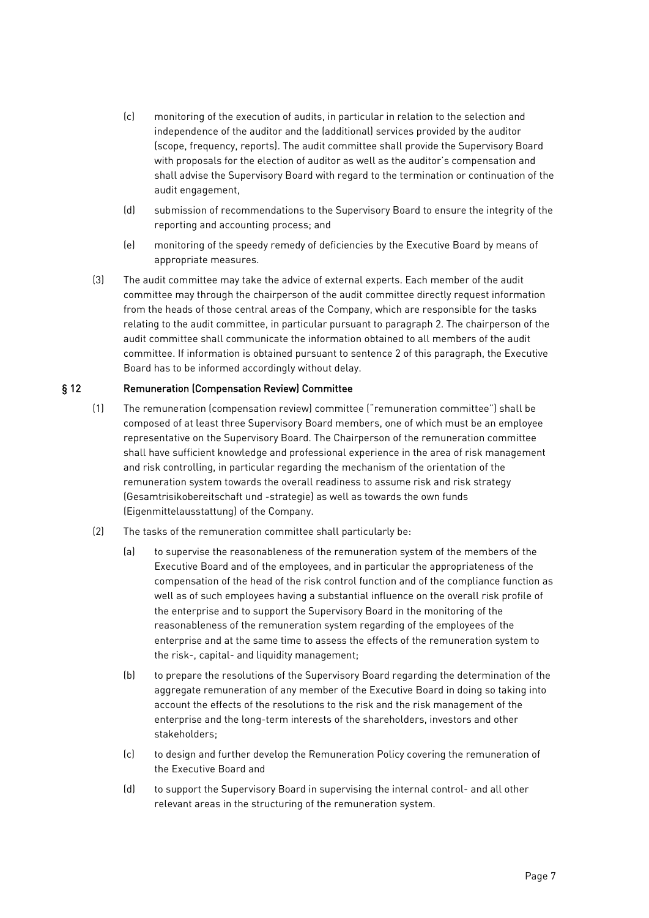(c) monitoring of the execution of audits, in particular in relation to the selection and independence of the auditor and the (additional) services provided by the auditor (scope, frequency, reports). The audit committee shall provide the Supervisory Board with proposals for the election of auditor as well as the auditor's compensation and shall advise the Supervisory Board with regard to the termination or continuation of the audit engagement,

(d) submission of recommendations to the Supervisory Board to ensure the integrity of the reporting and accounting process; and

(e) monitoring of the speedy remedy of deficiencies by the Executive Board by means of appropriate measures.

(3) The audit committee may take the advice of external experts. Each member of the audit committee may through the chairperson of the audit committee directly request information from the heads of those central areas of the Company, which are responsible for the tasks relating to the audit committee, in particular pursuant to paragraph 2. The chairperson of the audit committee shall communicate the information obtained to all members of the audit committee. If information is obtained pursuant to sentence 2 of this paragraph, the Executive Board has to be informed accordingly without delay.

## § 12 Remuneration (Compensation Review) Committee

(1) The remuneration (compensation review) committee ("remuneration committee") shall be composed of at least three Supervisory Board members, one of which must be an employee representative on the Supervisory Board. The Chairperson of the remuneration committee shall have sufficient knowledge and professional experience in the area of risk management and risk controlling, in particular regarding the mechanism of the orientation of the remuneration system towards the overall readiness to assume risk and risk strategy (Gesamtrisikobereitschaft und -strategie) as well as towards the own funds (Eigenmittelausstattung) of the Company.

(2) The tasks of the remuneration committee shall particularly be:

(a) to supervise the reasonableness of the remuneration system of the members of the Executive Board and of the employees, and in particular the appropriateness of the compensation of the head of the risk control function and of the compliance function as well as of such employees having a substantial influence on the overall risk profile of the enterprise and to support the Supervisory Board in the monitoring of the reasonableness of the remuneration system regarding of the employees of the enterprise and at the same time to assess the effects of the remuneration system to the risk-, capital- and liquidity management;

(b) to prepare the resolutions of the Supervisory Board regarding the determination of the aggregate remuneration of any member of the Executive Board in doing so taking into account the effects of the resolutions to the risk and the risk management of the enterprise and the long-term interests of the shareholders, investors and other stakeholders;

(c) to design and further develop the Remuneration Policy covering the remuneration of the Executive Board and

(d) to support the Supervisory Board in supervising the internal control- and all other relevant areas in the structuring of the remuneration system.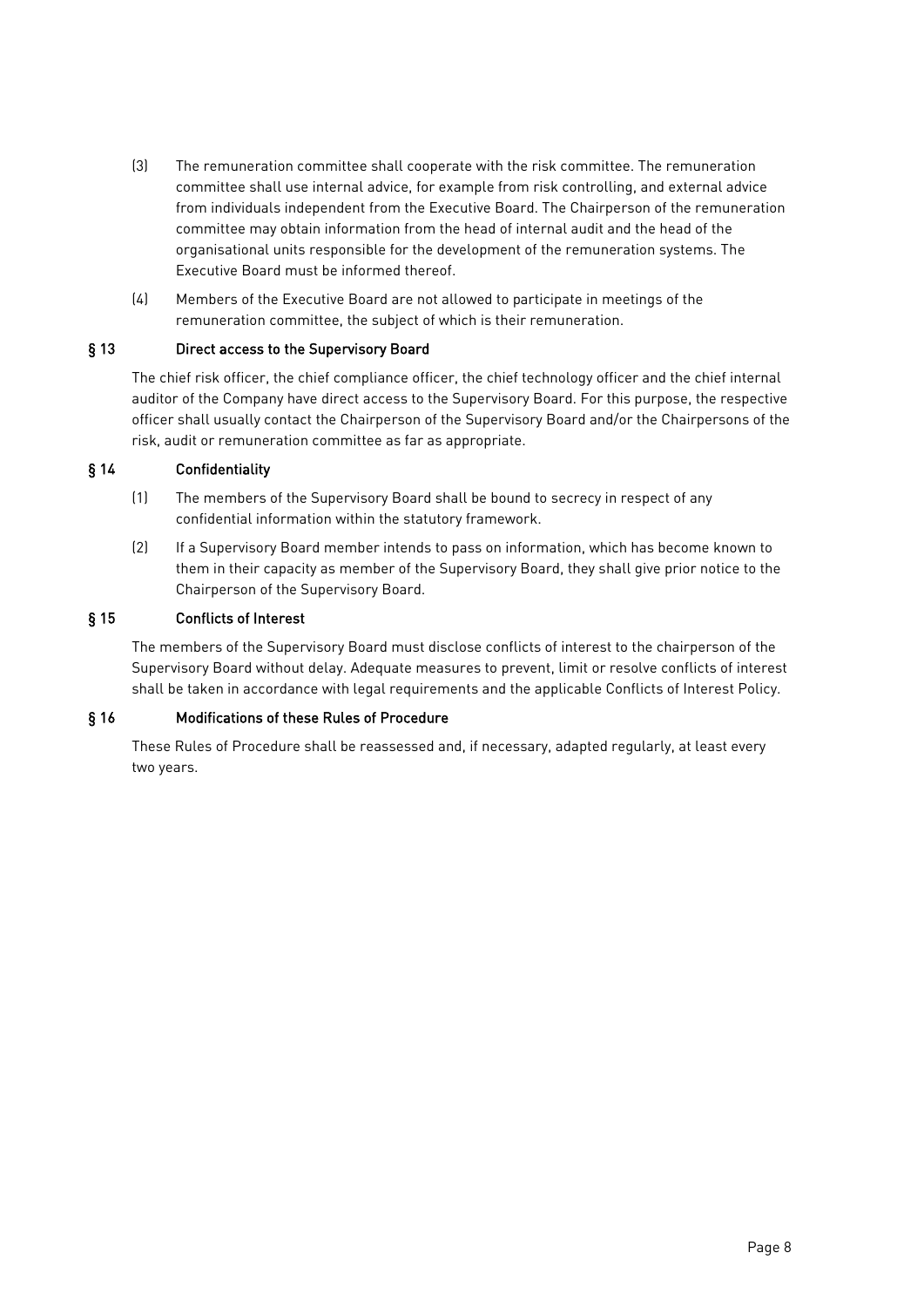(3) The remuneration committee shall cooperate with the risk committee. The remuneration committee shall use internal advice, for example from risk controlling, and external advice from individuals independent from the Executive Board. The Chairperson of the remuneration committee may obtain information from the head of internal audit and the head of the organisational units responsible for the development of the remuneration systems. The Executive Board must be informed thereof.

(4) Members of the Executive Board are not allowed to participate in meetings of the remuneration committee, the subject of which is their remuneration.

### § 13 Direct access to the Supervisory Board

The chief risk officer, the chief compliance officer, the chief technology officer and the chief internal auditor of the Company have direct access to the Supervisory Board. For this purpose, the respective officer shall usually contact the Chairperson of the Supervisory Board and/or the Chairpersons of the risk, audit or remuneration committee as far as appropriate.

### § 14 Confidentiality

(1) The members of the Supervisory Board shall be bound to secrecy in respect of any confidential information within the statutory framework.

(2) If a Supervisory Board member intends to pass on information, which has become known to them in their capacity as member of the Supervisory Board, they shall give prior notice to the Chairperson of the Supervisory Board.

### § 15 Conflicts of Interest

The members of the Supervisory Board must disclose conflicts of interest to the chairperson of the Supervisory Board without delay. Adequate measures to prevent, limit or resolve conflicts of interest shall be taken in accordance with legal requirements and the applicable Conflicts of Interest Policy.

### § 16 Modifications of these Rules of Procedure

These Rules of Procedure shall be reassessed and, if necessary, adapted regularly, at least every two years.